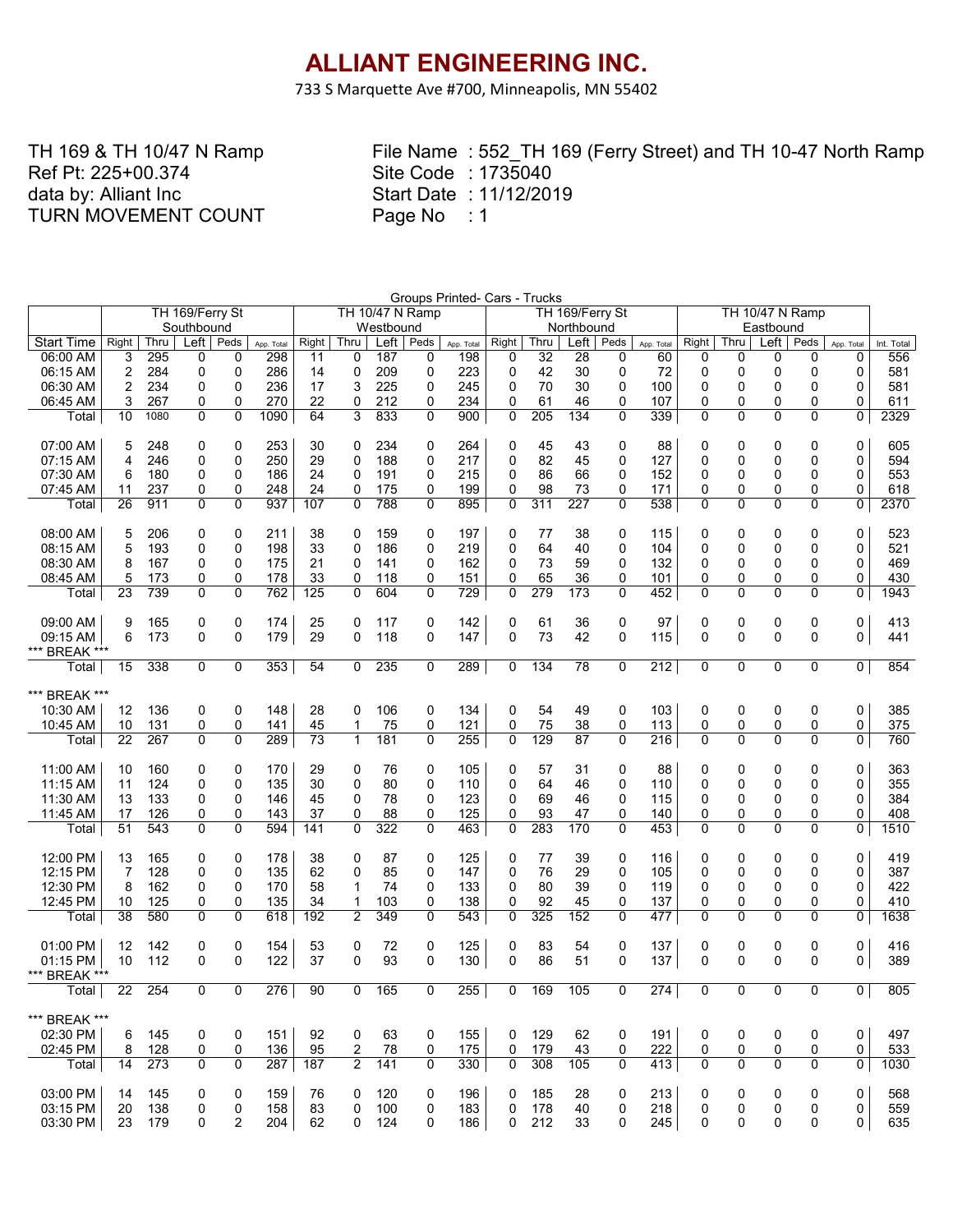# ALLIANT ENGINEERING INC.

733 S Marquette Ave #700, Minneapolis, MN 55402

TH 169 & TH 10/47 N Ramp
Ref Pt: 225+00.374
data by: Alliant Inc
TURN MOVEMENT COUNT

File Name : 552_TH 169 (Ferry Street) and TH 10-47 North Ramp
Site Code : 1735040
Start Date : 11/12/2019
Page No : 1

Groups Printed- Cars - Trucks

| | TH 169/Ferry St Southbound | | | | | TH 10/47 N Ramp Westbound | | | | | TH 169/Ferry St Northbound | | | | | TH 10/47 N Ramp Eastbound | | | | | |
|---|---|---|---|---|---|---|---|---|---|---|---|---|---|---|---|---|---|---|---|---|---|
| Start Time | Right | Thru | Left | Peds | App. Total | Right | Thru | Left | Peds | App. Total | Right | Thru | Left | Peds | App. Total | Right | Thru | Left | Peds | App. Total | Int. Total |
| 06:00 AM | 3 | 295 | 0 | 0 | 298 | 11 | 0 | 187 | 0 | 198 | 0 | 32 | 28 | 0 | 60 | 0 | 0 | 0 | 0 | 0 | 556 |
| 06:15 AM | 2 | 284 | 0 | 0 | 286 | 14 | 0 | 209 | 0 | 223 | 0 | 42 | 30 | 0 | 72 | 0 | 0 | 0 | 0 | 0 | 581 |
| 06:30 AM | 2 | 234 | 0 | 0 | 236 | 17 | 3 | 225 | 0 | 245 | 0 | 70 | 30 | 0 | 100 | 0 | 0 | 0 | 0 | 0 | 581 |
| 06:45 AM | 3 | 267 | 0 | 0 | 270 | 22 | 0 | 212 | 0 | 234 | 0 | 61 | 46 | 0 | 107 | 0 | 0 | 0 | 0 | 0 | 611 |
| Total | 10 | 1080 | 0 | 0 | 1090 | 64 | 3 | 833 | 0 | 900 | 0 | 205 | 134 | 0 | 339 | 0 | 0 | 0 | 0 | 0 | 2329 |
| | | | | | | | | | | | | | | | | | | | | | |
| 07:00 AM | 5 | 248 | 0 | 0 | 253 | 30 | 0 | 234 | 0 | 264 | 0 | 45 | 43 | 0 | 88 | 0 | 0 | 0 | 0 | 0 | 605 |
| 07:15 AM | 4 | 246 | 0 | 0 | 250 | 29 | 0 | 188 | 0 | 217 | 0 | 82 | 45 | 0 | 127 | 0 | 0 | 0 | 0 | 0 | 594 |
| 07:30 AM | 6 | 180 | 0 | 0 | 186 | 24 | 0 | 191 | 0 | 215 | 0 | 86 | 66 | 0 | 152 | 0 | 0 | 0 | 0 | 0 | 553 |
| 07:45 AM | 11 | 237 | 0 | 0 | 248 | 24 | 0 | 175 | 0 | 199 | 0 | 98 | 73 | 0 | 171 | 0 | 0 | 0 | 0 | 0 | 618 |
| Total | 26 | 911 | 0 | 0 | 937 | 107 | 0 | 788 | 0 | 895 | 0 | 311 | 227 | 0 | 538 | 0 | 0 | 0 | 0 | 0 | 2370 |
| | | | | | | | | | | | | | | | | | | | | | |
| 08:00 AM | 5 | 206 | 0 | 0 | 211 | 38 | 0 | 159 | 0 | 197 | 0 | 77 | 38 | 0 | 115 | 0 | 0 | 0 | 0 | 0 | 523 |
| 08:15 AM | 5 | 193 | 0 | 0 | 198 | 33 | 0 | 186 | 0 | 219 | 0 | 64 | 40 | 0 | 104 | 0 | 0 | 0 | 0 | 0 | 521 |
| 08:30 AM | 8 | 167 | 0 | 0 | 175 | 21 | 0 | 141 | 0 | 162 | 0 | 73 | 59 | 0 | 132 | 0 | 0 | 0 | 0 | 0 | 469 |
| 08:45 AM | 5 | 173 | 0 | 0 | 178 | 33 | 0 | 118 | 0 | 151 | 0 | 65 | 36 | 0 | 101 | 0 | 0 | 0 | 0 | 0 | 430 |
| Total | 23 | 739 | 0 | 0 | 762 | 125 | 0 | 604 | 0 | 729 | 0 | 279 | 173 | 0 | 452 | 0 | 0 | 0 | 0 | 0 | 1943 |
| | | | | | | | | | | | | | | | | | | | | | |
| 09:00 AM | 9 | 165 | 0 | 0 | 174 | 25 | 0 | 117 | 0 | 142 | 0 | 61 | 36 | 0 | 97 | 0 | 0 | 0 | 0 | 0 | 413 |
| 09:15 AM | 6 | 173 | 0 | 0 | 179 | 29 | 0 | 118 | 0 | 147 | 0 | 73 | 42 | 0 | 115 | 0 | 0 | 0 | 0 | 0 | 441 |
| *** BREAK *** | | | | | | | | | | | | | | | | | | | | | |
| Total | 15 | 338 | 0 | 0 | 353 | 54 | 0 | 235 | 0 | 289 | 0 | 134 | 78 | 0 | 212 | 0 | 0 | 0 | 0 | 0 | 854 |
| | | | | | | | | | | | | | | | | | | | | | |
| *** BREAK *** | | | | | | | | | | | | | | | | | | | | | |
| 10:30 AM | 12 | 136 | 0 | 0 | 148 | 28 | 0 | 106 | 0 | 134 | 0 | 54 | 49 | 0 | 103 | 0 | 0 | 0 | 0 | 0 | 385 |
| 10:45 AM | 10 | 131 | 0 | 0 | 141 | 45 | 1 | 75 | 0 | 121 | 0 | 75 | 38 | 0 | 113 | 0 | 0 | 0 | 0 | 0 | 375 |
| Total | 22 | 267 | 0 | 0 | 289 | 73 | 1 | 181 | 0 | 255 | 0 | 129 | 87 | 0 | 216 | 0 | 0 | 0 | 0 | 0 | 760 |
| | | | | | | | | | | | | | | | | | | | | | |
| 11:00 AM | 10 | 160 | 0 | 0 | 170 | 29 | 0 | 76 | 0 | 105 | 0 | 57 | 31 | 0 | 88 | 0 | 0 | 0 | 0 | 0 | 363 |
| 11:15 AM | 11 | 124 | 0 | 0 | 135 | 30 | 0 | 80 | 0 | 110 | 0 | 64 | 46 | 0 | 110 | 0 | 0 | 0 | 0 | 0 | 355 |
| 11:30 AM | 13 | 133 | 0 | 0 | 146 | 45 | 0 | 78 | 0 | 123 | 0 | 69 | 46 | 0 | 115 | 0 | 0 | 0 | 0 | 0 | 384 |
| 11:45 AM | 17 | 126 | 0 | 0 | 143 | 37 | 0 | 88 | 0 | 125 | 0 | 93 | 47 | 0 | 140 | 0 | 0 | 0 | 0 | 0 | 408 |
| Total | 51 | 543 | 0 | 0 | 594 | 141 | 0 | 322 | 0 | 463 | 0 | 283 | 170 | 0 | 453 | 0 | 0 | 0 | 0 | 0 | 1510 |
| | | | | | | | | | | | | | | | | | | | | | |
| 12:00 PM | 13 | 165 | 0 | 0 | 178 | 38 | 0 | 87 | 0 | 125 | 0 | 77 | 39 | 0 | 116 | 0 | 0 | 0 | 0 | 0 | 419 |
| 12:15 PM | 7 | 128 | 0 | 0 | 135 | 62 | 0 | 85 | 0 | 147 | 0 | 76 | 29 | 0 | 105 | 0 | 0 | 0 | 0 | 0 | 387 |
| 12:30 PM | 8 | 162 | 0 | 0 | 170 | 58 | 1 | 74 | 0 | 133 | 0 | 80 | 39 | 0 | 119 | 0 | 0 | 0 | 0 | 0 | 422 |
| 12:45 PM | 10 | 125 | 0 | 0 | 135 | 34 | 1 | 103 | 0 | 138 | 0 | 92 | 45 | 0 | 137 | 0 | 0 | 0 | 0 | 0 | 410 |
| Total | 38 | 580 | 0 | 0 | 618 | 192 | 2 | 349 | 0 | 543 | 0 | 325 | 152 | 0 | 477 | 0 | 0 | 0 | 0 | 0 | 1638 |
| | | | | | | | | | | | | | | | | | | | | | |
| 01:00 PM | 12 | 142 | 0 | 0 | 154 | 53 | 0 | 72 | 0 | 125 | 0 | 83 | 54 | 0 | 137 | 0 | 0 | 0 | 0 | 0 | 416 |
| 01:15 PM | 10 | 112 | 0 | 0 | 122 | 37 | 0 | 93 | 0 | 130 | 0 | 86 | 51 | 0 | 137 | 0 | 0 | 0 | 0 | 0 | 389 |
| *** BREAK *** | | | | | | | | | | | | | | | | | | | | | |
| Total | 22 | 254 | 0 | 0 | 276 | 90 | 0 | 165 | 0 | 255 | 0 | 169 | 105 | 0 | 274 | 0 | 0 | 0 | 0 | 0 | 805 |
| | | | | | | | | | | | | | | | | | | | | | |
| *** BREAK *** | | | | | | | | | | | | | | | | | | | | | |
| 02:30 PM | 6 | 145 | 0 | 0 | 151 | 92 | 0 | 63 | 0 | 155 | 0 | 129 | 62 | 0 | 191 | 0 | 0 | 0 | 0 | 0 | 497 |
| 02:45 PM | 8 | 128 | 0 | 0 | 136 | 95 | 2 | 78 | 0 | 175 | 0 | 179 | 43 | 0 | 222 | 0 | 0 | 0 | 0 | 0 | 533 |
| Total | 14 | 273 | 0 | 0 | 287 | 187 | 2 | 141 | 0 | 330 | 0 | 308 | 105 | 0 | 413 | 0 | 0 | 0 | 0 | 0 | 1030 |
| | | | | | | | | | | | | | | | | | | | | | |
| 03:00 PM | 14 | 145 | 0 | 0 | 159 | 76 | 0 | 120 | 0 | 196 | 0 | 185 | 28 | 0 | 213 | 0 | 0 | 0 | 0 | 0 | 568 |
| 03:15 PM | 20 | 138 | 0 | 0 | 158 | 83 | 0 | 100 | 0 | 183 | 0 | 178 | 40 | 0 | 218 | 0 | 0 | 0 | 0 | 0 | 559 |
| 03:30 PM | 23 | 179 | 0 | 2 | 204 | 62 | 0 | 124 | 0 | 186 | 0 | 212 | 33 | 0 | 245 | 0 | 0 | 0 | 0 | 0 | 635 |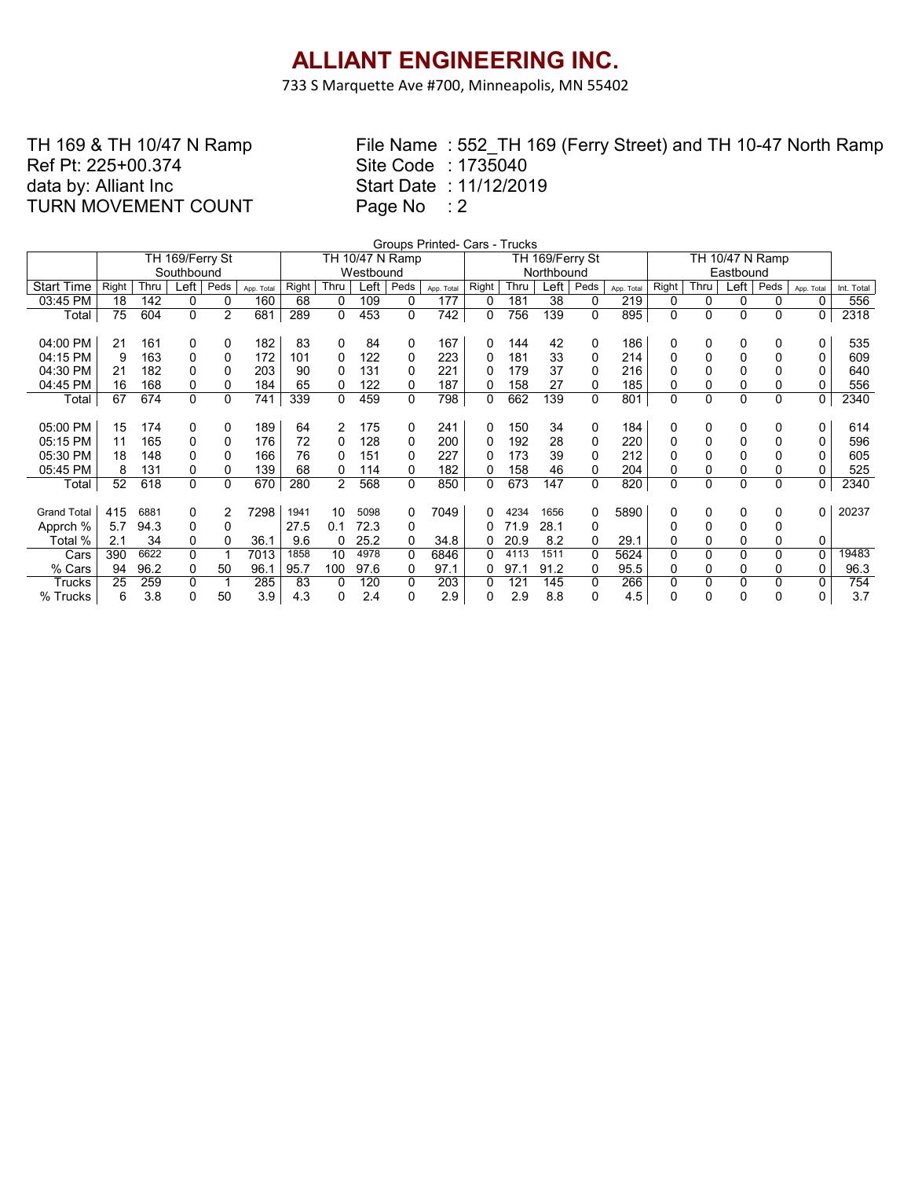# ALLIANT ENGINEERING INC.

733 S Marquette Ave #700, Minneapolis, MN 55402

TH 169 & TH 10/47 N Ramp
Ref Pt: 225+00.374
data by: Alliant Inc
TURN MOVEMENT COUNT

File Name : 552_TH 169 (Ferry Street) and TH 10-47 North Ramp
Site Code : 1735040
Start Date : 11/12/2019
Page No : 2

Groups Printed- Cars - Trucks

| | TH 169/Ferry St Southbound | | | | | TH 10/47 N Ramp Westbound | | | | | TH 169/Ferry St Northbound | | | | | TH 10/47 N Ramp Eastbound | | | | | |
|---|---|---|---|---|---|---|---|---|---|---|---|---|---|---|---|---|---|---|---|---|---|
| Start Time | Right | Thru | Left | Peds | App. Total | Right | Thru | Left | Peds | App. Total | Right | Thru | Left | Peds | App. Total | Right | Thru | Left | Peds | App. Total | Int. Total |
| 03:45 PM | 18 | 142 | 0 | 0 | 160 | 68 | 0 | 109 | 0 | 177 | 0 | 181 | 38 | 0 | 219 | 0 | 0 | 0 | 0 | 0 | 556 |
| Total | 75 | 604 | 0 | 2 | 681 | 289 | 0 | 453 | 0 | 742 | 0 | 756 | 139 | 0 | 895 | 0 | 0 | 0 | 0 | 0 | 2318 |
| | | | | | | | | | | | | | | | | | | | | | |
| 04:00 PM | 21 | 161 | 0 | 0 | 182 | 83 | 0 | 84 | 0 | 167 | 0 | 144 | 42 | 0 | 186 | 0 | 0 | 0 | 0 | 0 | 535 |
| 04:15 PM | 9 | 163 | 0 | 0 | 172 | 101 | 0 | 122 | 0 | 223 | 0 | 181 | 33 | 0 | 214 | 0 | 0 | 0 | 0 | 0 | 609 |
| 04:30 PM | 21 | 182 | 0 | 0 | 203 | 90 | 0 | 131 | 0 | 221 | 0 | 179 | 37 | 0 | 216 | 0 | 0 | 0 | 0 | 0 | 640 |
| 04:45 PM | 16 | 168 | 0 | 0 | 184 | 65 | 0 | 122 | 0 | 187 | 0 | 158 | 27 | 0 | 185 | 0 | 0 | 0 | 0 | 0 | 556 |
| Total | 67 | 674 | 0 | 0 | 741 | 339 | 0 | 459 | 0 | 798 | 0 | 662 | 139 | 0 | 801 | 0 | 0 | 0 | 0 | 0 | 2340 |
| | | | | | | | | | | | | | | | | | | | | | |
| 05:00 PM | 15 | 174 | 0 | 0 | 189 | 64 | 2 | 175 | 0 | 241 | 0 | 150 | 34 | 0 | 184 | 0 | 0 | 0 | 0 | 0 | 614 |
| 05:15 PM | 11 | 165 | 0 | 0 | 176 | 72 | 0 | 128 | 0 | 200 | 0 | 192 | 28 | 0 | 220 | 0 | 0 | 0 | 0 | 0 | 596 |
| 05:30 PM | 18 | 148 | 0 | 0 | 166 | 76 | 0 | 151 | 0 | 227 | 0 | 173 | 39 | 0 | 212 | 0 | 0 | 0 | 0 | 0 | 605 |
| 05:45 PM | 8 | 131 | 0 | 0 | 139 | 68 | 0 | 114 | 0 | 182 | 0 | 158 | 46 | 0 | 204 | 0 | 0 | 0 | 0 | 0 | 525 |
| Total | 52 | 618 | 0 | 0 | 670 | 280 | 2 | 568 | 0 | 850 | 0 | 673 | 147 | 0 | 820 | 0 | 0 | 0 | 0 | 0 | 2340 |
| | | | | | | | | | | | | | | | | | | | | | |
| Grand Total | 415 | 6881 | 0 | 2 | 7298 | 1941 | 10 | 5098 | 0 | 7049 | 0 | 4234 | 1656 | 0 | 5890 | 0 | 0 | 0 | 0 | 0 | 20237 |
| Apprch % | 5.7 | 94.3 | 0 | 0 | | 27.5 | 0.1 | 72.3 | 0 | | 0 | 71.9 | 28.1 | 0 | | 0 | 0 | 0 | 0 | | |
| Total % | 2.1 | 34 | 0 | 0 | 36.1 | 9.6 | 0 | 25.2 | 0 | 34.8 | 0 | 20.9 | 8.2 | 0 | 29.1 | 0 | 0 | 0 | 0 | 0 | |
| Cars | 390 | 6622 | 0 | 1 | 7013 | 1858 | 10 | 4978 | 0 | 6846 | 0 | 4113 | 1511 | 0 | 5624 | 0 | 0 | 0 | 0 | 0 | 19483 |
| % Cars | 94 | 96.2 | 0 | 50 | 96.1 | 95.7 | 100 | 97.6 | 0 | 97.1 | 0 | 97.1 | 91.2 | 0 | 95.5 | 0 | 0 | 0 | 0 | 0 | 96.3 |
| Trucks | 25 | 259 | 0 | 1 | 285 | 83 | 0 | 120 | 0 | 203 | 0 | 121 | 145 | 0 | 266 | 0 | 0 | 0 | 0 | 0 | 754 |
| % Trucks | 6 | 3.8 | 0 | 50 | 3.9 | 4.3 | 0 | 2.4 | 0 | 2.9 | 0 | 2.9 | 8.8 | 0 | 4.5 | 0 | 0 | 0 | 0 | 0 | 3.7 |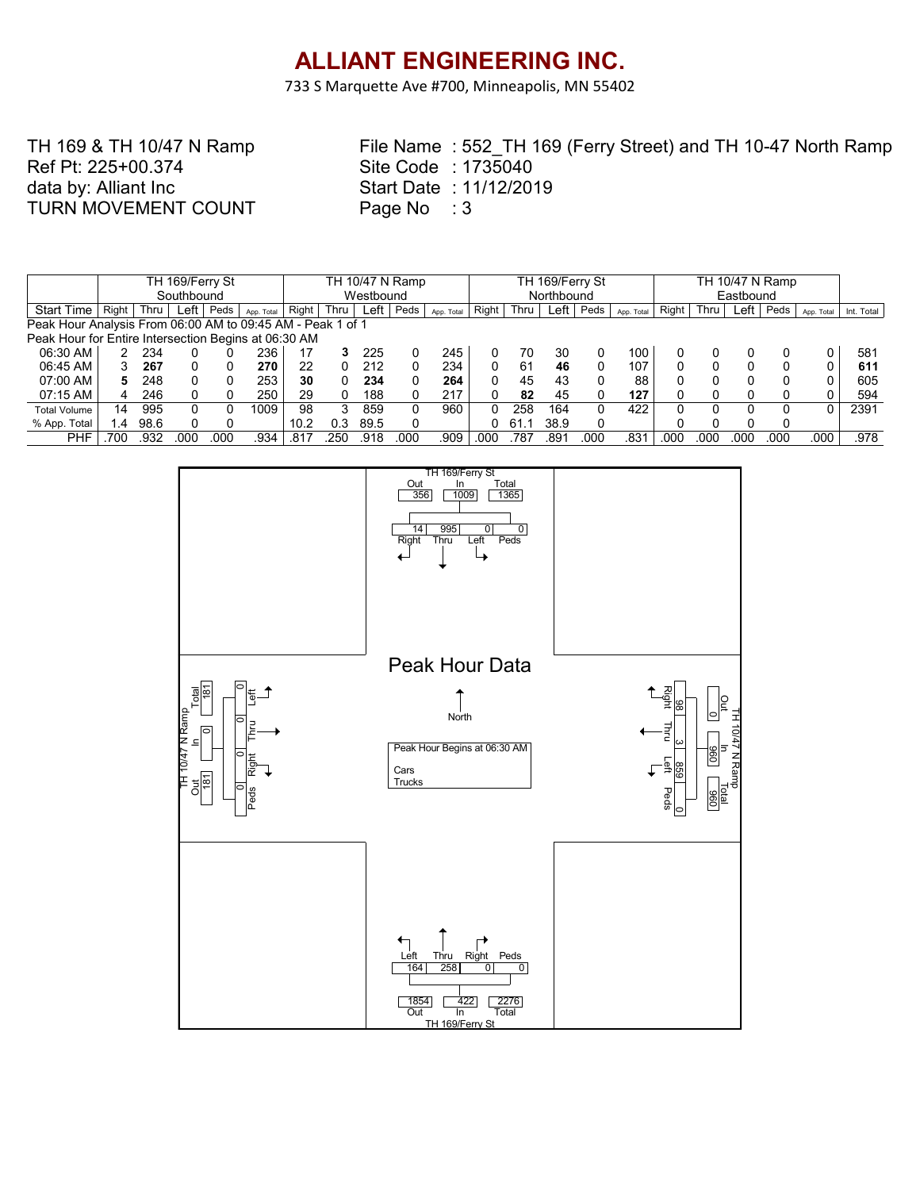# ALLIANT ENGINEERING INC.

733 S Marquette Ave #700, Minneapolis, MN 55402

TH 169 & TH 10/47 N Ramp
Ref Pt: 225+00.374
data by: Alliant Inc
TURN MOVEMENT COUNT

File Name : 552_TH 169 (Ferry Street) and TH 10-47 North Ramp
Site Code : 1735040
Start Date : 11/12/2019
Page No : 3

| | TH 169/Ferry St Southbound | | | | | TH 10/47 N Ramp Westbound | | | | | TH 169/Ferry St Northbound | | | | | TH 10/47 N Ramp Eastbound | | | | | |
|---|---|---|---|---|---|---|---|---|---|---|---|---|---|---|---|---|---|---|---|---|---|
| Start Time | Right | Thru | Left | Peds | App. Total | Right | Thru | Left | Peds | App. Total | Right | Thru | Left | Peds | App. Total | Right | Thru | Left | Peds | App. Total | Int. Total |
| Peak Hour Analysis From 06:00 AM to 09:45 AM - Peak 1 of 1 | | | | | | | | | | | | | | | | | | | | | |
| Peak Hour for Entire Intersection Begins at 06:30 AM | | | | | | | | | | | | | | | | | | | | | |
| 06:30 AM | 2 | 234 | 0 | 0 | 236 | 17 | **3** | 225 | 0 | 245 | 0 | 70 | 30 | 0 | 100 | 0 | 0 | 0 | 0 | 0 | 581 |
| 06:45 AM | 3 | **267** | 0 | 0 | **270** | 22 | 0 | 212 | 0 | 234 | 0 | 61 | **46** | 0 | 107 | 0 | 0 | 0 | 0 | 0 | **611** |
| 07:00 AM | **5** | 248 | 0 | 0 | 253 | **30** | 0 | **234** | 0 | **264** | 0 | 45 | 43 | 0 | 88 | 0 | 0 | 0 | 0 | 0 | 605 |
| 07:15 AM | 4 | 246 | 0 | 0 | 250 | 29 | 0 | 188 | 0 | 217 | 0 | **82** | 45 | 0 | **127** | 0 | 0 | 0 | 0 | 0 | 594 |
| Total Volume | 14 | 995 | 0 | 0 | 1009 | 98 | 3 | 859 | 0 | 960 | 0 | 258 | 164 | 0 | 422 | 0 | 0 | 0 | 0 | 0 | 2391 |
| % App. Total | 1.4 | 98.6 | 0 | 0 | | 10.2 | 0.3 | 89.5 | 0 | | 0 | 61.1 | 38.9 | 0 | | 0 | 0 | 0 | 0 | | |
| PHF | .700 | .932 | .000 | .000 | .934 | .817 | .250 | .918 | .000 | .909 | .000 | .787 | .891 | .000 | .831 | .000 | .000 | .000 | .000 | .000 | .978 |

**Peak Hour Data**

Peak Hour Begins at 06:30 AM
Cars
Trucks

North

TH 169/Ferry St (North leg): Out 356, In 1009, Total 1365; Right 14, Thru 995, Left 0, Peds 0

TH 10/47 N Ramp (East leg): Out 0, In 960, Total 960; Right 98, Thru 3, Left 859, Peds 0

TH 169/Ferry St (South leg): Out 1854, In 422, Total 2276; Left 164, Thru 258, Right 0, Peds 0

TH 10/47 N Ramp (West leg): Out 181, In 0, Total 181; Left 0, Thru 0, Right 0, Peds 0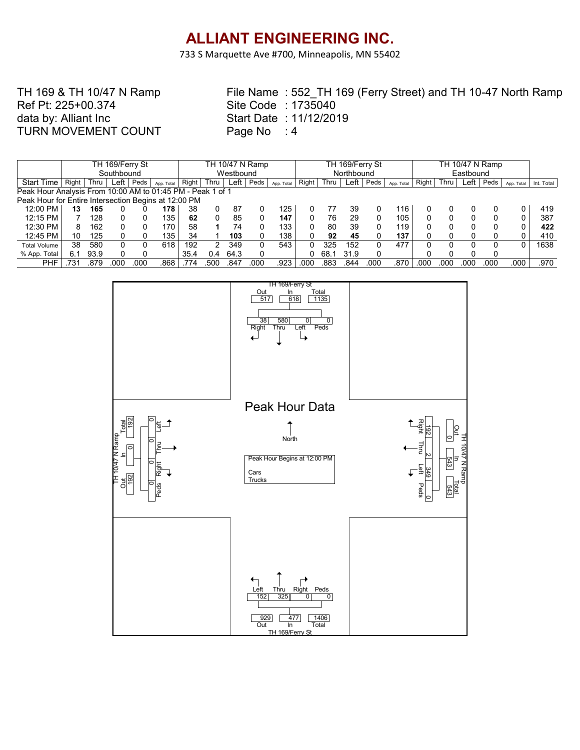# ALLIANT ENGINEERING INC.

733 S Marquette Ave #700, Minneapolis, MN 55402

TH 169 & TH 10/47 N Ramp
Ref Pt: 225+00.374
data by: Alliant Inc
TURN MOVEMENT COUNT

File Name : 552_TH 169 (Ferry Street) and TH 10-47 North Ramp
Site Code : 1735040
Start Date : 11/12/2019
Page No : 4

| | TH 169/Ferry St | | | | | TH 10/47 N Ramp | | | | | TH 169/Ferry St | | | | | TH 10/47 N Ramp | | | | | |
|---|---|---|---|---|---|---|---|---|---|---|---|---|---|---|---|---|---|---|---|---|---|
| | Southbound | | | | | Westbound | | | | | Northbound | | | | | Eastbound | | | | | |
| Start Time | Right | Thru | Left | Peds | App. Total | Right | Thru | Left | Peds | App. Total | Right | Thru | Left | Peds | App. Total | Right | Thru | Left | Peds | App. Total | Int. Total |
| Peak Hour Analysis From 10:00 AM to 01:45 PM - Peak 1 of 1 | | | | | | | | | | | | | | | | | | | | | |
| Peak Hour for Entire Intersection Begins at 12:00 PM | | | | | | | | | | | | | | | | | | | | | |
| 12:00 PM | **13** | **165** | 0 | 0 | **178** | 38 | 0 | 87 | 0 | 125 | 0 | 77 | 39 | 0 | 116 | 0 | 0 | 0 | 0 | 0 | 419 |
| 12:15 PM | 7 | 128 | 0 | 0 | 135 | **62** | 0 | 85 | 0 | **147** | 0 | 76 | 29 | 0 | 105 | 0 | 0 | 0 | 0 | 0 | 387 |
| 12:30 PM | 8 | 162 | 0 | 0 | 170 | 58 | **1** | 74 | 0 | 133 | 0 | 80 | 39 | 0 | 119 | 0 | 0 | 0 | 0 | 0 | **422** |
| 12:45 PM | 10 | 125 | 0 | 0 | 135 | 34 | 1 | **103** | 0 | 138 | 0 | **92** | **45** | 0 | **137** | 0 | 0 | 0 | 0 | 0 | 410 |
| Total Volume | 38 | 580 | 0 | 0 | 618 | 192 | 2 | 349 | 0 | 543 | 0 | 325 | 152 | 0 | 477 | 0 | 0 | 0 | 0 | 0 | 1638 |
| % App. Total | 6.1 | 93.9 | 0 | 0 | | 35.4 | 0.4 | 64.3 | 0 | | 0 | 68.1 | 31.9 | 0 | | 0 | 0 | 0 | 0 | | |
| PHF | .731 | .879 | .000 | .000 | .868 | .774 | .500 | .847 | .000 | .923 | .000 | .883 | .844 | .000 | .870 | .000 | .000 | .000 | .000 | .000 | .970 |

## Peak Hour Data

North

Peak Hour Begins at 12:00 PM

Cars
Trucks

**TH 169/Ferry St (Southbound approach):** Out 517, In 618, Total 1135
Right 38, Thru 580, Left 0, Peds 0

**TH 10/47 N Ramp (Westbound approach):** Out 0, In 543, Total 543
Right 192, Thru 2, Left 349, Peds 0

**TH 169/Ferry St (Northbound approach):** Out 929, In 477, Total 1406
Left 152, Thru 325, Right 0, Peds 0

**TH 10/47 N Ramp (Eastbound approach):** Out 192, In 0, Total 192
Left 0, Thru 0, Right 0, Peds 0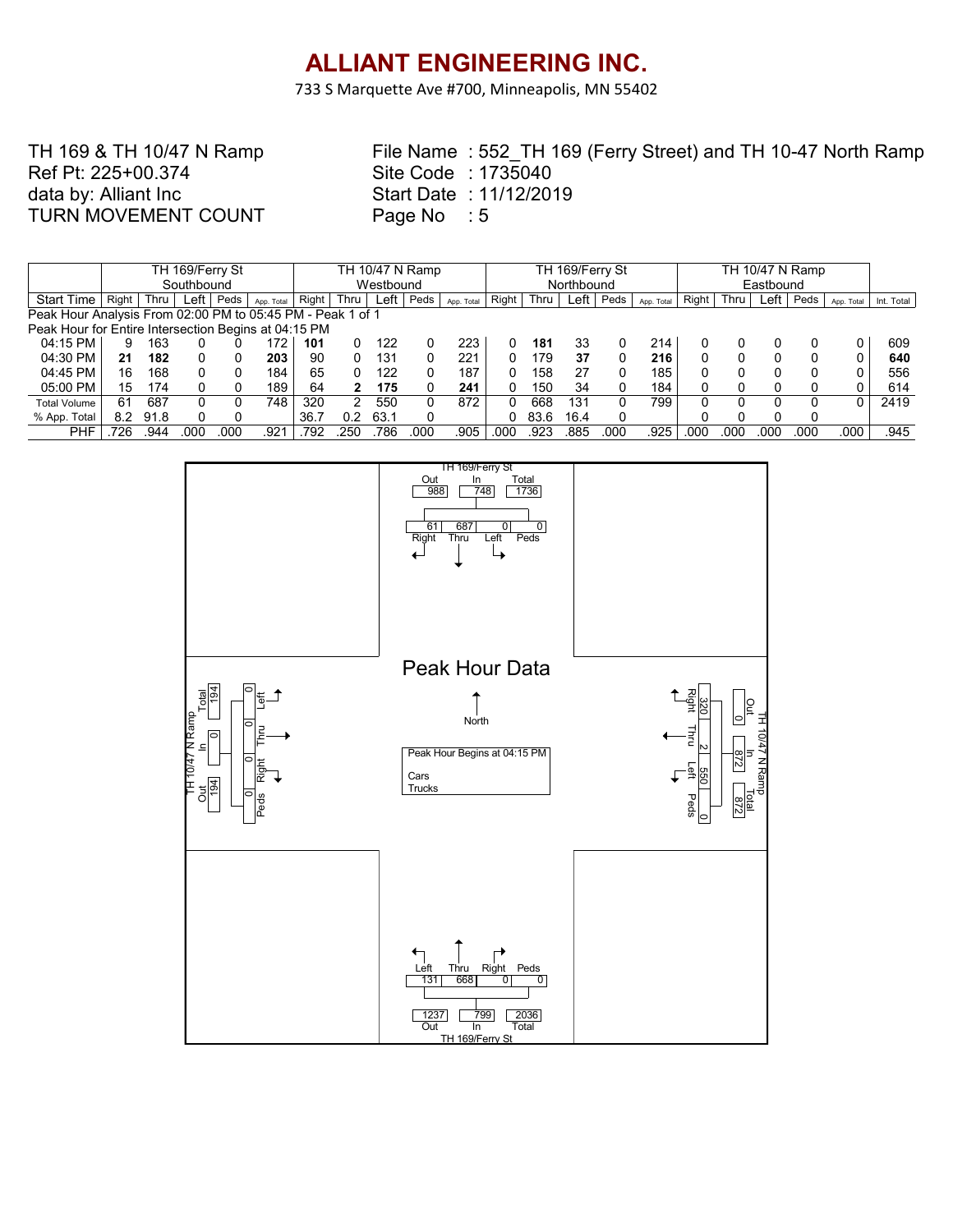# ALLIANT ENGINEERING INC.

733 S Marquette Ave #700, Minneapolis, MN 55402

TH 169 & TH 10/47 N Ramp
Ref Pt: 225+00.374
data by: Alliant Inc
TURN MOVEMENT COUNT

File Name : 552_TH 169 (Ferry Street) and TH 10-47 North Ramp
Site Code : 1735040
Start Date : 11/12/2019
Page No : 5

| | TH 169/Ferry St Southbound | | | | | TH 10/47 N Ramp Westbound | | | | | TH 169/Ferry St Northbound | | | | | TH 10/47 N Ramp Eastbound | | | | | |
|---|---|---|---|---|---|---|---|---|---|---|---|---|---|---|---|---|---|---|---|---|---|
| Start Time | Right | Thru | Left | Peds | App. Total | Right | Thru | Left | Peds | App. Total | Right | Thru | Left | Peds | App. Total | Right | Thru | Left | Peds | App. Total | Int. Total |
| Peak Hour Analysis From 02:00 PM to 05:45 PM - Peak 1 of 1 | | | | | | | | | | | | | | | | | | | | | |
| Peak Hour for Entire Intersection Begins at 04:15 PM | | | | | | | | | | | | | | | | | | | | | |
| 04:15 PM | 9 | 163 | 0 | 0 | 172 | **101** | 0 | 122 | 0 | 223 | 0 | **181** | 33 | 0 | 214 | 0 | 0 | 0 | 0 | 0 | 609 |
| 04:30 PM | **21** | **182** | 0 | 0 | **203** | 90 | 0 | 131 | 0 | 221 | 0 | 179 | **37** | 0 | **216** | 0 | 0 | 0 | 0 | 0 | **640** |
| 04:45 PM | 16 | 168 | 0 | 0 | 184 | 65 | 0 | 122 | 0 | 187 | 0 | 158 | 27 | 0 | 185 | 0 | 0 | 0 | 0 | 0 | 556 |
| 05:00 PM | 15 | 174 | 0 | 0 | 189 | 64 | **2** | **175** | 0 | **241** | 0 | 150 | 34 | 0 | 184 | 0 | 0 | 0 | 0 | 0 | 614 |
| Total Volume | 61 | 687 | 0 | 0 | 748 | 320 | 2 | 550 | 0 | 872 | 0 | 668 | 131 | 0 | 799 | 0 | 0 | 0 | 0 | 0 | 2419 |
| % App. Total | 8.2 | 91.8 | 0 | 0 | | 36.7 | 0.2 | 63.1 | 0 | | 0 | 83.6 | 16.4 | 0 | | 0 | 0 | 0 | 0 | | |
| PHF | .726 | .944 | .000 | .000 | .921 | .792 | .250 | .786 | .000 | .905 | .000 | .923 | .885 | .000 | .925 | .000 | .000 | .000 | .000 | .000 | .945 |

Peak Hour Data

TH 169/Ferry St (North): Out 988, In 748, Total 1736; Right 61, Thru 687, Left 0, Peds 0

TH 10/47 N Ramp (West): Out 194, In 0, Total 194; Left 0, Thru 0, Right 0, Peds 0

TH 10/47 N Ramp (East): Out 0, In 872, Total 872; Right 320, Thru 2, Left 550, Peds 0

TH 169/Ferry St (South): Out 1237, In 799, Total 2036; Left 131, Thru 668, Right 0, Peds 0

North

Peak Hour Begins at 04:15 PM

Cars
Trucks